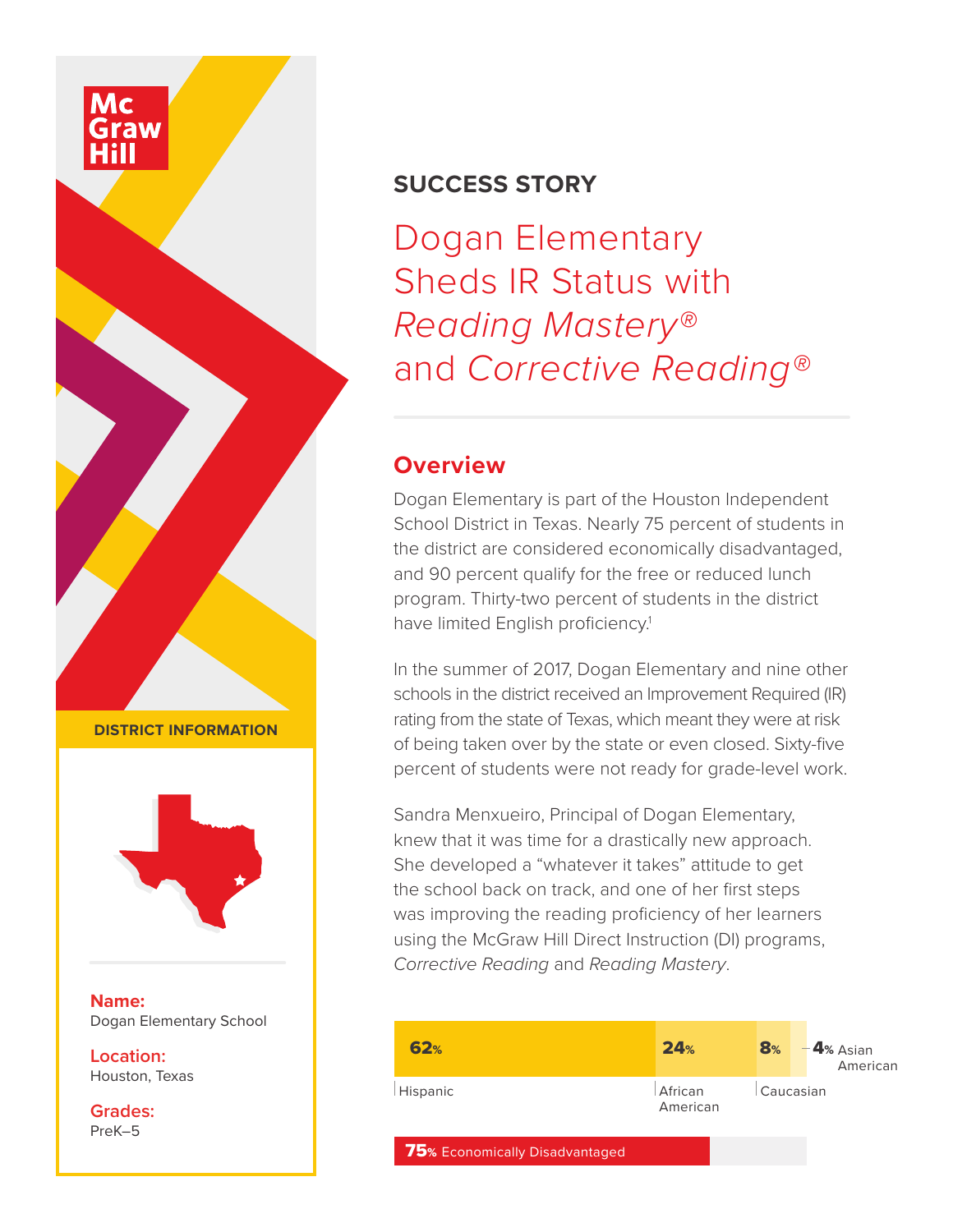McGraw Hill

## SUCCESS STORY

# Dogan Elementary Sheds IR Status with *Reading Mastery®* and *Corrective Reading®*

## Overview

Dogan Elementary is part of the Houston Independent School District in Texas. Nearly 75 percent of students in the district are considered economically disadvantaged, and 90 percent qualify for the free or reduced lunch program. Thirty-two percent of students in the district have limited English proficiency.[1]

In the summer of 2017, Dogan Elementary and nine other schools in the district received an Improvement Required (IR) rating from the state of Texas, which meant they were at risk of being taken over by the state or even closed. Sixty-five percent of students were not ready for grade-level work.

Sandra Menxueiro, Principal of Dogan Elementary, knew that it was time for a drastically new approach. She developed a "whatever it takes" attitude to get the school back on track, and one of her first steps was improving the reading proficiency of her learners using the McGraw Hill Direct Instruction (DI) programs, *Corrective Reading* and *Reading Mastery*.

62% Hispanic | 24% African American | 8% Caucasian | 4% Asian American

75% Economically Disadvantaged

### DISTRICT INFORMATION

**Name:**
Dogan Elementary School

**Location:**
Houston, Texas

**Grades:**
PreK–5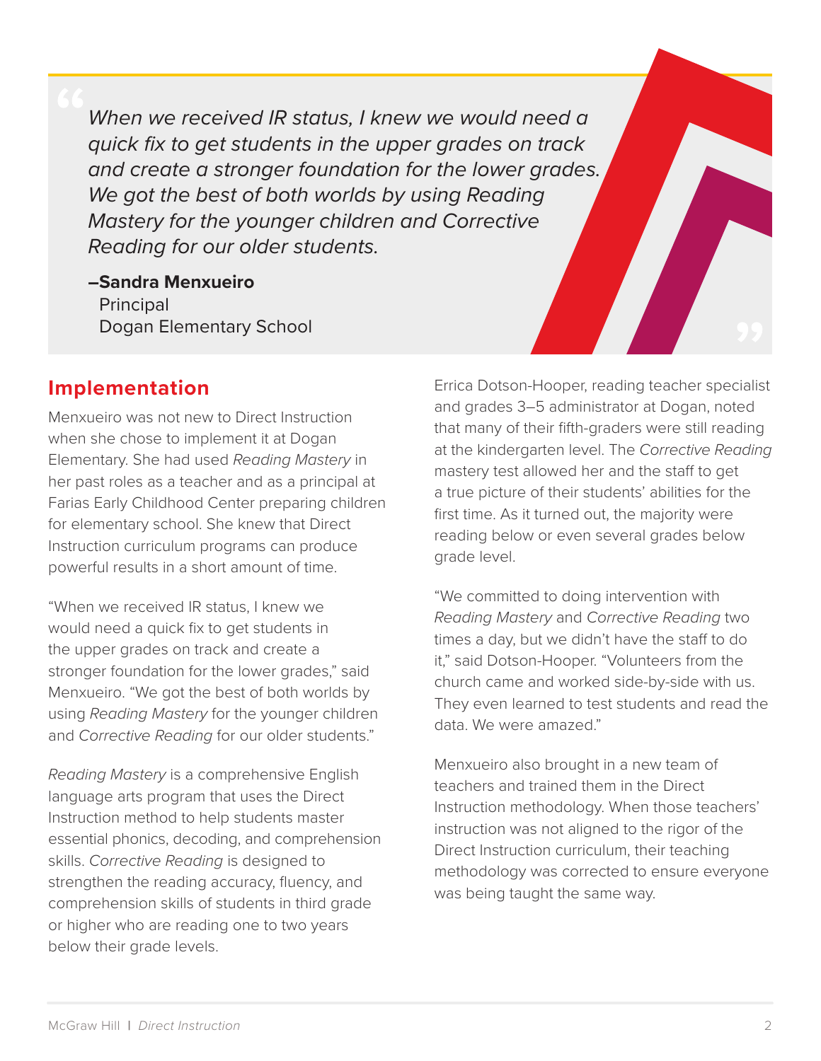> *When we received IR status, I knew we would need a quick fix to get students in the upper grades on track and create a stronger foundation for the lower grades. We got the best of both worlds by using Reading Mastery for the younger children and Corrective Reading for our older students.*
>
> **–Sandra Menxueiro**
> Principal
> Dogan Elementary School

## Implementation

Menxueiro was not new to Direct Instruction when she chose to implement it at Dogan Elementary. She had used *Reading Mastery* in her past roles as a teacher and as a principal at Farias Early Childhood Center preparing children for elementary school. She knew that Direct Instruction curriculum programs can produce powerful results in a short amount of time.

"When we received IR status, I knew we would need a quick fix to get students in the upper grades on track and create a stronger foundation for the lower grades," said Menxueiro. "We got the best of both worlds by using *Reading Mastery* for the younger children and *Corrective Reading* for our older students."

*Reading Mastery* is a comprehensive English language arts program that uses the Direct Instruction method to help students master essential phonics, decoding, and comprehension skills. *Corrective Reading* is designed to strengthen the reading accuracy, fluency, and comprehension skills of students in third grade or higher who are reading one to two years below their grade levels.

Errica Dotson-Hooper, reading teacher specialist and grades 3–5 administrator at Dogan, noted that many of their fifth-graders were still reading at the kindergarten level. The *Corrective Reading* mastery test allowed her and the staff to get a true picture of their students' abilities for the first time. As it turned out, the majority were reading below or even several grades below grade level.

"We committed to doing intervention with *Reading Mastery* and *Corrective Reading* two times a day, but we didn't have the staff to do it," said Dotson-Hooper. "Volunteers from the church came and worked side-by-side with us. They even learned to test students and read the data. We were amazed."

Menxueiro also brought in a new team of teachers and trained them in the Direct Instruction methodology. When those teachers' instruction was not aligned to the rigor of the Direct Instruction curriculum, their teaching methodology was corrected to ensure everyone was being taught the same way.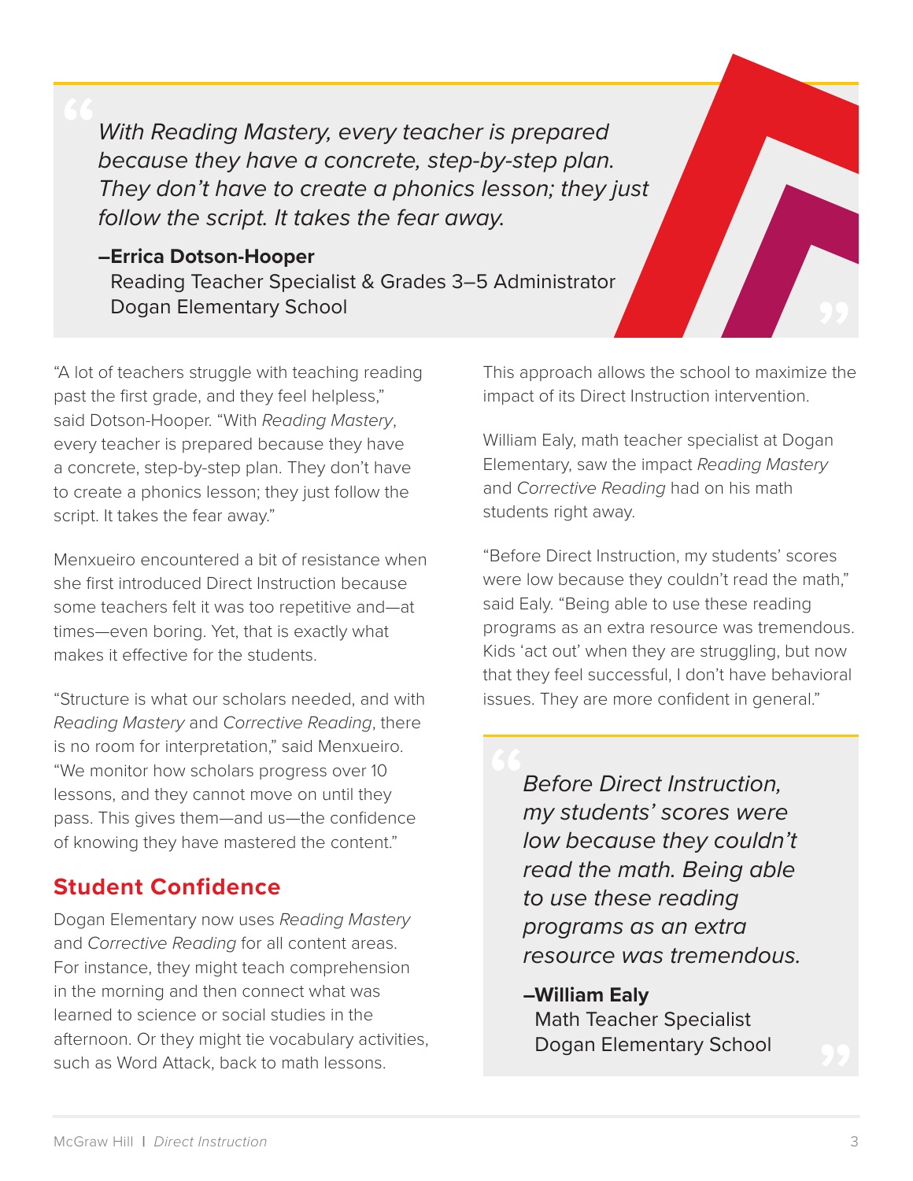> *With Reading Mastery, every teacher is prepared because they have a concrete, step-by-step plan. They don't have to create a phonics lesson; they just follow the script. It takes the fear away.*
>
> **–Errica Dotson-Hooper**
> Reading Teacher Specialist & Grades 3–5 Administrator
> Dogan Elementary School

"A lot of teachers struggle with teaching reading past the first grade, and they feel helpless," said Dotson-Hooper. "With *Reading Mastery*, every teacher is prepared because they have a concrete, step-by-step plan. They don't have to create a phonics lesson; they just follow the script. It takes the fear away."

Menxueiro encountered a bit of resistance when she first introduced Direct Instruction because some teachers felt it was too repetitive and—at times—even boring. Yet, that is exactly what makes it effective for the students.

"Structure is what our scholars needed, and with *Reading Mastery* and *Corrective Reading*, there is no room for interpretation," said Menxueiro. "We monitor how scholars progress over 10 lessons, and they cannot move on until they pass. This gives them—and us—the confidence of knowing they have mastered the content."

## Student Confidence

Dogan Elementary now uses *Reading Mastery* and *Corrective Reading* for all content areas. For instance, they might teach comprehension in the morning and then connect what was learned to science or social studies in the afternoon. Or they might tie vocabulary activities, such as Word Attack, back to math lessons. This approach allows the school to maximize the impact of its Direct Instruction intervention.

William Ealy, math teacher specialist at Dogan Elementary, saw the impact *Reading Mastery* and *Corrective Reading* had on his math students right away.

"Before Direct Instruction, my students' scores were low because they couldn't read the math," said Ealy. "Being able to use these reading programs as an extra resource was tremendous. Kids 'act out' when they are struggling, but now that they feel successful, I don't have behavioral issues. They are more confident in general."

> *Before Direct Instruction, my students' scores were low because they couldn't read the math. Being able to use these reading programs as an extra resource was tremendous.*
>
> **–William Ealy**
> Math Teacher Specialist
> Dogan Elementary School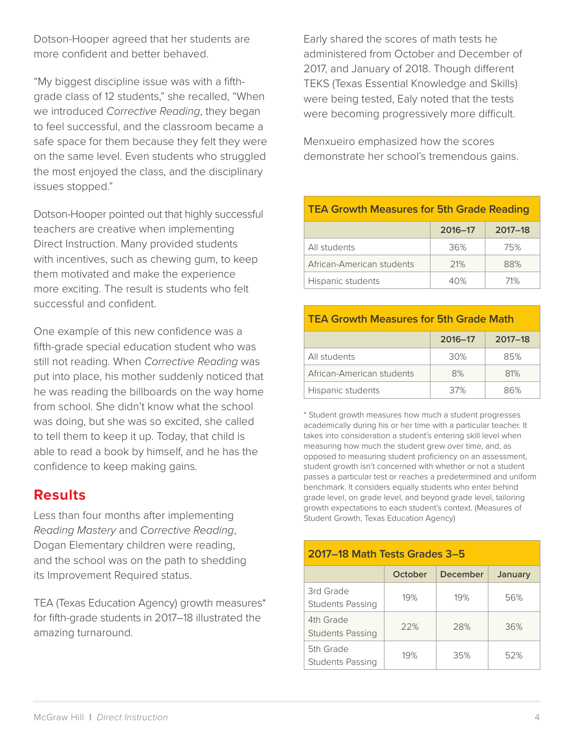Dotson-Hooper agreed that her students are more confident and better behaved.

"My biggest discipline issue was with a fifth-grade class of 12 students," she recalled, "When we introduced *Corrective Reading*, they began to feel successful, and the classroom became a safe space for them because they felt they were on the same level. Even students who struggled the most enjoyed the class, and the disciplinary issues stopped."

Dotson-Hooper pointed out that highly successful teachers are creative when implementing Direct Instruction. Many provided students with incentives, such as chewing gum, to keep them motivated and make the experience more exciting. The result is students who felt successful and confident.

One example of this new confidence was a fifth-grade special education student who was still not reading. When *Corrective Reading* was put into place, his mother suddenly noticed that he was reading the billboards on the way home from school. She didn't know what the school was doing, but she was so excited, she called to tell them to keep it up. Today, that child is able to read a book by himself, and he has the confidence to keep making gains.

## Results

Less than four months after implementing *Reading Mastery* and *Corrective Reading*, Dogan Elementary children were reading, and the school was on the path to shedding its Improvement Required status.

TEA (Texas Education Agency) growth measures* for fifth-grade students in 2017–18 illustrated the amazing turnaround.

Early shared the scores of math tests he administered from October and December of 2017, and January of 2018. Though different TEKS (Texas Essential Knowledge and Skills) were being tested, Ealy noted that the tests were becoming progressively more difficult.

Menxueiro emphasized how the scores demonstrate her school's tremendous gains.

**TEA Growth Measures for 5th Grade Reading**

| | 2016–17 | 2017–18 |
|---|---|---|
| All students | 36% | 75% |
| African-American students | 21% | 88% |
| Hispanic students | 40% | 71% |

**TEA Growth Measures for 5th Grade Math**

| | 2016–17 | 2017–18 |
|---|---|---|
| All students | 30% | 85% |
| African-American students | 8% | 81% |
| Hispanic students | 37% | 86% |

* Student growth measures how much a student progresses academically during his or her time with a particular teacher. It takes into consideration a student's entering skill level when measuring how much the student grew over time, and, as opposed to measuring student proficiency on an assessment, student growth isn't concerned with whether or not a student passes a particular test or reaches a predetermined and uniform benchmark. It considers equally students who enter behind grade level, on grade level, and beyond grade level, tailoring growth expectations to each student's context. (Measures of Student Growth, Texas Education Agency)

**2017–18 Math Tests Grades 3–5**

| | October | December | January |
|---|---|---|---|
| 3rd Grade Students Passing | 19% | 19% | 56% |
| 4th Grade Students Passing | 22% | 28% | 36% |
| 5th Grade Students Passing | 19% | 35% | 52% |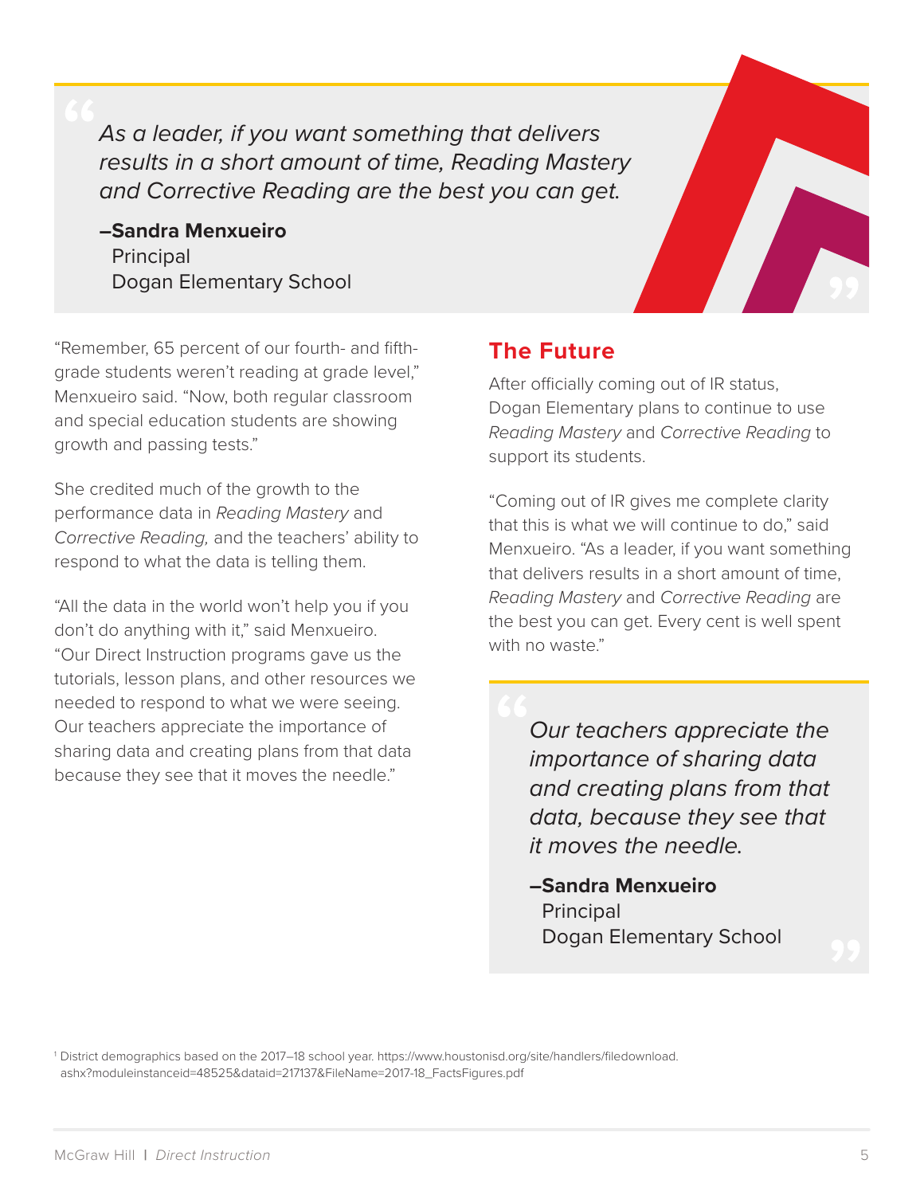> *As a leader, if you want something that delivers results in a short amount of time, Reading Mastery and Corrective Reading are the best you can get.*
>
> **–Sandra Menxueiro**
> Principal
> Dogan Elementary School

"Remember, 65 percent of our fourth- and fifth-grade students weren't reading at grade level," Menxueiro said. "Now, both regular classroom and special education students are showing growth and passing tests."

She credited much of the growth to the performance data in *Reading Mastery* and *Corrective Reading,* and the teachers' ability to respond to what the data is telling them.

"All the data in the world won't help you if you don't do anything with it," said Menxueiro. "Our Direct Instruction programs gave us the tutorials, lesson plans, and other resources we needed to respond to what we were seeing. Our teachers appreciate the importance of sharing data and creating plans from that data because they see that it moves the needle."

## The Future

After officially coming out of IR status, Dogan Elementary plans to continue to use *Reading Mastery* and *Corrective Reading* to support its students.

"Coming out of IR gives me complete clarity that this is what we will continue to do," said Menxueiro. "As a leader, if you want something that delivers results in a short amount of time, *Reading Mastery* and *Corrective Reading* are the best you can get. Every cent is well spent with no waste."

> *Our teachers appreciate the importance of sharing data and creating plans from that data, because they see that it moves the needle.*
>
> **–Sandra Menxueiro**
> Principal
> Dogan Elementary School

[1] District demographics based on the 2017–18 school year. https://www.houstonisd.org/site/handlers/filedownload.ashx?moduleinstanceid=48525&dataid=217137&FileName=2017-18_FactsFigures.pdf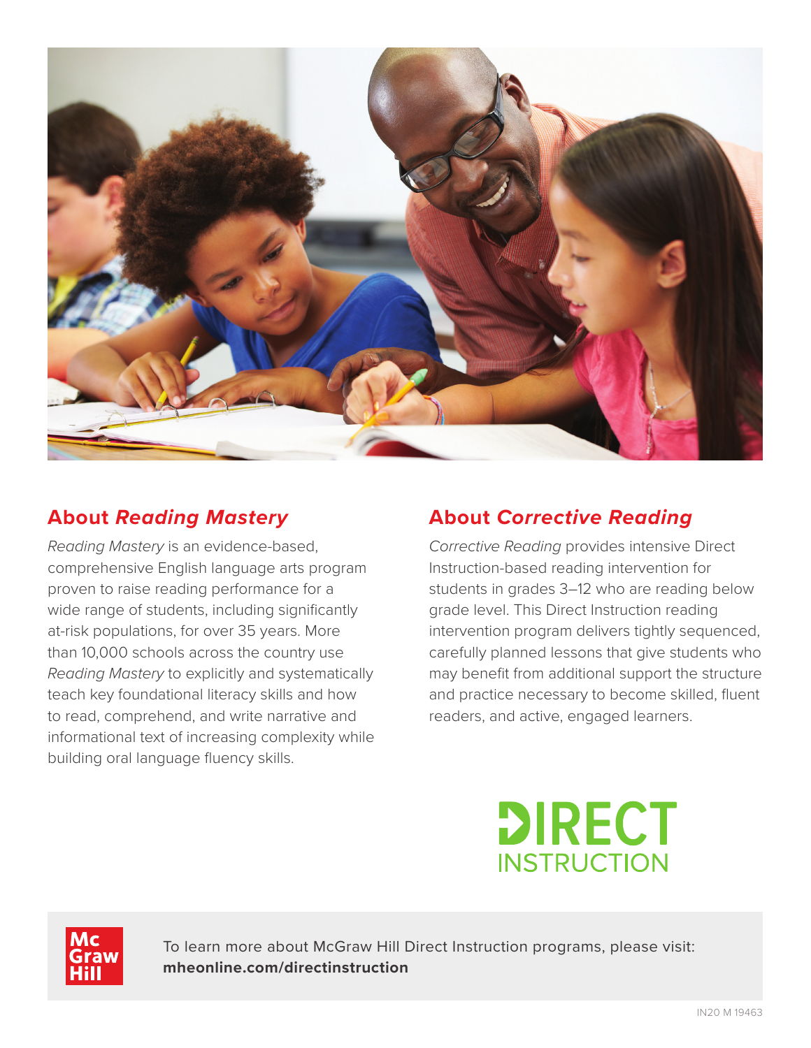## About *Reading Mastery*

*Reading Mastery* is an evidence-based, comprehensive English language arts program proven to raise reading performance for a wide range of students, including significantly at-risk populations, for over 35 years. More than 10,000 schools across the country use *Reading Mastery* to explicitly and systematically teach key foundational literacy skills and how to read, comprehend, and write narrative and informational text of increasing complexity while building oral language fluency skills.

## About *Corrective Reading*

*Corrective Reading* provides intensive Direct Instruction-based reading intervention for students in grades 3–12 who are reading below grade level. This Direct Instruction reading intervention program delivers tightly sequenced, carefully planned lessons that give students who may benefit from additional support the structure and practice necessary to become skilled, fluent readers, and active, engaged learners.

DIRECT INSTRUCTION

Mc Graw Hill

To learn more about McGraw Hill Direct Instruction programs, please visit:
**mheonline.com/directinstruction**

IN20 M 19463